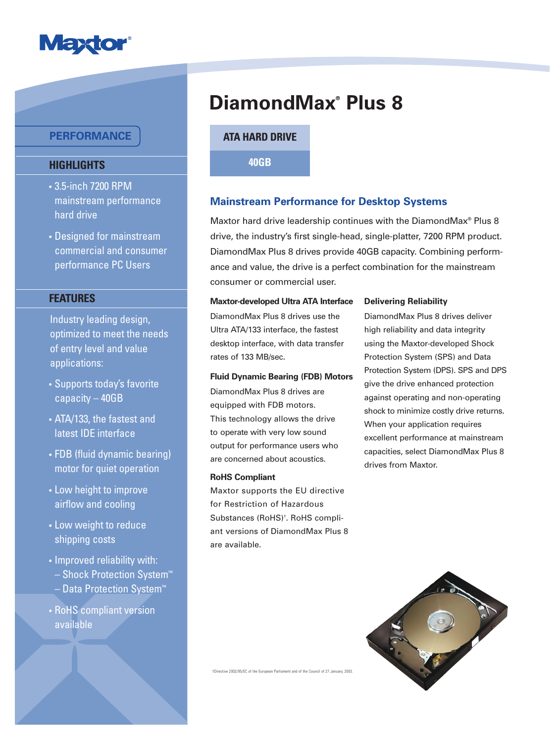Maxtor®

# DiamondMax® Plus 8

**ATA HARD DRIVE**

**40GB**

## PERFORMANCE

### HIGHLIGHTS

- 3.5-inch 7200 RPM mainstream performance hard drive
- Designed for mainstream commercial and consumer performance PC Users

### FEATURES

Industry leading design, optimized to meet the needs of entry level and value applications:

- Supports today's favorite capacity – 40GB
- ATA/133, the fastest and latest IDE interface
- FDB (fluid dynamic bearing) motor for quiet operation
- Low height to improve airflow and cooling
- Low weight to reduce shipping costs
- Improved reliability with:
  - Shock Protection System™
  - Data Protection System™
- RoHS compliant version available

## Mainstream Performance for Desktop Systems

Maxtor hard drive leadership continues with the DiamondMax® Plus 8 drive, the industry's first single-head, single-platter, 7200 RPM product. DiamondMax Plus 8 drives provide 40GB capacity. Combining performance and value, the drive is a perfect combination for the mainstream consumer or commercial user.

**Maxtor-developed Ultra ATA Interface**

DiamondMax Plus 8 drives use the Ultra ATA/133 interface, the fastest desktop interface, with data transfer rates of 133 MB/sec.

**Fluid Dynamic Bearing (FDB) Motors**

DiamondMax Plus 8 drives are equipped with FDB motors. This technology allows the drive to operate with very low sound output for performance users who are concerned about acoustics.

**RoHS Compliant**

Maxtor supports the EU directive for Restriction of Hazardous Substances (RoHS)†. RoHS compliant versions of DiamondMax Plus 8 are available.

**Delivering Reliability**

DiamondMax Plus 8 drives deliver high reliability and data integrity using the Maxtor-developed Shock Protection System (SPS) and Data Protection System (DPS). SPS and DPS give the drive enhanced protection against operating and non-operating shock to minimize costly drive returns. When your application requires excellent performance at mainstream capacities, select DiamondMax Plus 8 drives from Maxtor.

†Directive 2002/95/EC of the European Parliament and of the Council of 27 January, 2003.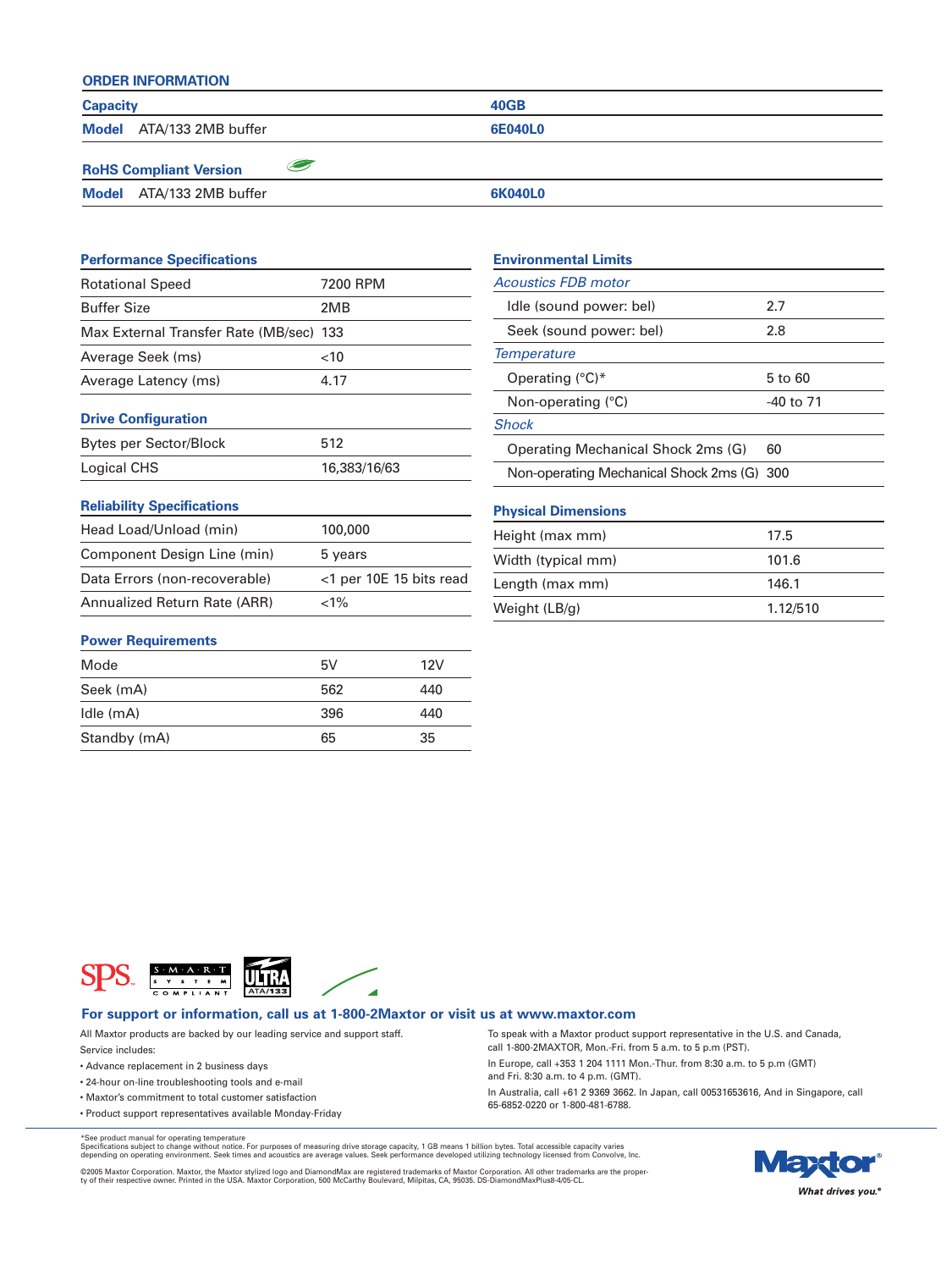## ORDER INFORMATION

| Capacity | 40GB |
|---|---|
| **Model** ATA/133 2MB buffer | 6E040L0 |

### RoHS Compliant Version

| | |
|---|---|
| **Model** ATA/133 2MB buffer | 6K040L0 |

### Performance Specifications

| | |
|---|---|
| Rotational Speed | 7200 RPM |
| Buffer Size | 2MB |
| Max External Transfer Rate (MB/sec) | 133 |
| Average Seek (ms) | <10 |
| Average Latency (ms) | 4.17 |

### Drive Configuration

| | |
|---|---|
| Bytes per Sector/Block | 512 |
| Logical CHS | 16,383/16/63 |

### Reliability Specifications

| | |
|---|---|
| Head Load/Unload (min) | 100,000 |
| Component Design Line (min) | 5 years |
| Data Errors (non-recoverable) | <1 per 10E 15 bits read |
| Annualized Return Rate (ARR) | <1% |

### Power Requirements

| Mode | 5V | 12V |
|---|---|---|
| Seek (mA) | 562 | 440 |
| Idle (mA) | 396 | 440 |
| Standby (mA) | 65 | 35 |

### Environmental Limits

| | |
|---|---|
| *Acoustics FDB motor* | |
| Idle (sound power: bel) | 2.7 |
| Seek (sound power: bel) | 2.8 |
| *Temperature* | |
| Operating (°C)* | 5 to 60 |
| Non-operating (°C) | -40 to 71 |
| *Shock* | |
| Operating Mechanical Shock 2ms (G) | 60 |
| Non-operating Mechanical Shock 2ms (G) | 300 |

### Physical Dimensions

| | |
|---|---|
| Height (max mm) | 17.5 |
| Width (typical mm) | 101.6 |
| Length (max mm) | 146.1 |
| Weight (LB/g) | 1.12/510 |

SPS. S·M·A·R·T SYSTEM COMPLIANT ULTRA ATA/133

**For support or information, call us at 1-800-2Maxtor or visit us at www.maxtor.com**

All Maxtor products are backed by our leading service and support staff.

Service includes:

- Advance replacement in 2 business days
- 24-hour on-line troubleshooting tools and e-mail
- Maxtor's commitment to total customer satisfaction
- Product support representatives available Monday-Friday

To speak with a Maxtor product support representative in the U.S. and Canada, call 1-800-2MAXTOR, Mon.-Fri. from 5 a.m. to 5 p.m (PST).

In Europe, call +353 1 204 1111 Mon.-Thur. from 8:30 a.m. to 5 p.m (GMT) and Fri. 8:30 a.m. to 4 p.m. (GMT).

In Australia, call +61 2 9369 3662. In Japan, call 00531653616, And in Singapore, call 65-6852-0220 or 1-800-481-6788.

*See product manual for operating temperature
Specifications subject to change without notice. For purposes of measuring drive storage capacity, 1 GB means 1 billion bytes. Total accessible capacity varies depending on operating environment. Seek times and acoustics are average values. Seek performance developed utilizing technology licensed from Convolve, Inc.

©2005 Maxtor Corporation. Maxtor, the Maxtor stylized logo and DiamondMax are registered trademarks of Maxtor Corporation. All other trademarks are the property of their respective owner. Printed in the USA. Maxtor Corporation, 500 McCarthy Boulevard, Milpitas, CA, 95035. DS-DiamondMaxPlus8-4/05-CL.

Maxtor® *What drives you.®*